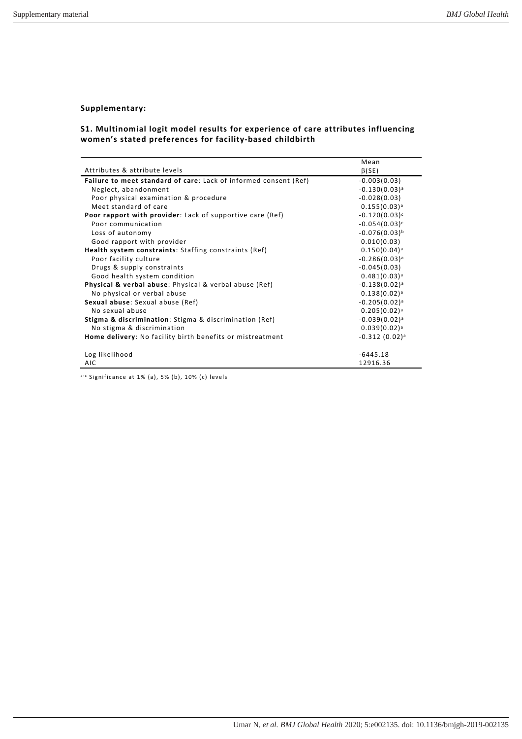**Supplementary:**

**S1. Multinomial logit model results for experience of care attributes influencing women's stated preferences for facility-based childbirth**

| Attributes & attribute levels | Mean β(SE) |
|---|---|
| **Failure to meet standard of care**: Lack of informed consent (Ref) | -0.003(0.03) |
| Neglect, abandonment | -0.130(0.03)[a] |
| Poor physical examination & procedure | -0.028(0.03) |
| Meet standard of care | 0.155(0.03)[a] |
| **Poor rapport with provider**: Lack of supportive care (Ref) | -0.120(0.03)[c] |
| Poor communication | -0.054(0.03)[c] |
| Loss of autonomy | -0.076(0.03)[b] |
| Good rapport with provider | 0.010(0.03) |
| **Health system constraints**: Staffing constraints (Ref) | 0.150(0.04)[a] |
| Poor facility culture | -0.286(0.03)[a] |
| Drugs & supply constraints | -0.045(0.03) |
| Good health system condition | 0.481(0.03)[a] |
| **Physical & verbal abuse**: Physical & verbal abuse (Ref) | -0.138(0.02)[a] |
| No physical or verbal abuse | 0.138(0.02)[a] |
| **Sexual abuse**: Sexual abuse (Ref) | -0.205(0.02)[a] |
| No sexual abuse | 0.205(0.02)[a] |
| **Stigma & discrimination**: Stigma & discrimination (Ref) | -0.039(0.02)[a] |
| No stigma & discrimination | 0.039(0.02)[a] |
| **Home delivery**: No facility birth benefits or mistreatment | -0.312 (0.02)[a] |
| | |
| Log likelihood | -6445.18 |
| AIC | 12916.36 |

[a-c] Significance at 1% (a), 5% (b), 10% (c) levels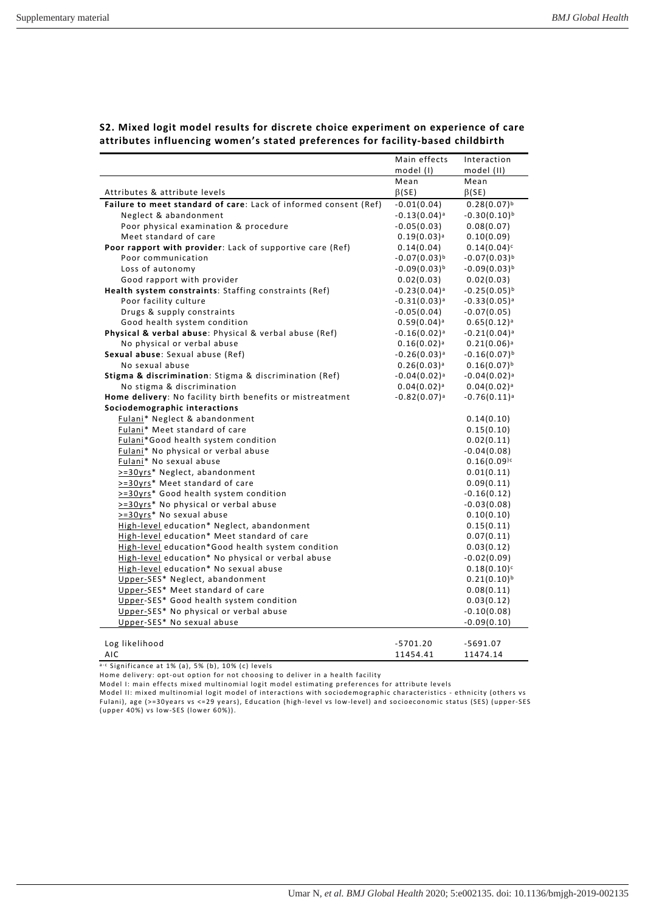**S2. Mixed logit model results for discrete choice experiment on experience of care attributes influencing women's stated preferences for facility-based childbirth**

| | Main effects model (I) | Interaction model (II) |
|---|---|---|
| | Mean | Mean |
| Attributes & attribute levels | β(SE) | β(SE) |
| **Failure to meet standard of care**: Lack of informed consent (Ref) | -0.01(0.04) | 0.28(0.07)[b] |
| Neglect & abandonment | -0.13(0.04)[a] | -0.30(0.10)[b] |
| Poor physical examination & procedure | -0.05(0.03) | 0.08(0.07) |
| Meet standard of care | 0.19(0.03)[a] | 0.10(0.09) |
| **Poor rapport with provider**: Lack of supportive care (Ref) | 0.14(0.04) | 0.14(0.04)[c] |
| Poor communication | -0.07(0.03)[b] | -0.07(0.03)[b] |
| Loss of autonomy | -0.09(0.03)[b] | -0.09(0.03)[b] |
| Good rapport with provider | 0.02(0.03) | 0.02(0.03) |
| **Health system constraints**: Staffing constraints (Ref) | -0.23(0.04)[a] | -0.25(0.05)[b] |
| Poor facility culture | -0.31(0.03)[a] | -0.33(0.05)[a] |
| Drugs & supply constraints | -0.05(0.04) | -0.07(0.05) |
| Good health system condition | 0.59(0.04)[a] | 0.65(0.12)[a] |
| **Physical & verbal abuse**: Physical & verbal abuse (Ref) | -0.16(0.02)[a] | -0.21(0.04)[a] |
| No physical or verbal abuse | 0.16(0.02)[a] | 0.21(0.06)[a] |
| **Sexual abuse**: Sexual abuse (Ref) | -0.26(0.03)[a] | -0.16(0.07)[b] |
| No sexual abuse | 0.26(0.03)[a] | 0.16(0.07)[b] |
| **Stigma & discrimination**: Stigma & discrimination (Ref) | -0.04(0.02)[a] | -0.04(0.02)[a] |
| No stigma & discrimination | 0.04(0.02)[a] | 0.04(0.02)[a] |
| **Home delivery**: No facility birth benefits or mistreatment | -0.82(0.07)[a] | -0.76(0.11)[a] |
| **Sociodemographic interactions** | | |
| Fulani* Neglect & abandonment | | 0.14(0.10) |
| Fulani* Meet standard of care | | 0.15(0.10) |
| Fulani*Good health system condition | | 0.02(0.11) |
| Fulani* No physical or verbal abuse | | -0.04(0.08) |
| Fulani* No sexual abuse | | 0.16(0.09)[c] |
| >=30yrs* Neglect, abandonment | | 0.01(0.11) |
| >=30yrs* Meet standard of care | | 0.09(0.11) |
| >=30yrs* Good health system condition | | -0.16(0.12) |
| >=30yrs* No physical or verbal abuse | | -0.03(0.08) |
| >=30yrs* No sexual abuse | | 0.10(0.10) |
| High-level education* Neglect, abandonment | | 0.15(0.11) |
| High-level education* Meet standard of care | | 0.07(0.11) |
| High-level education*Good health system condition | | 0.03(0.12) |
| High-level education* No physical or verbal abuse | | -0.02(0.09) |
| High-level education* No sexual abuse | | 0.18(0.10)[c] |
| Upper-SES* Neglect, abandonment | | 0.21(0.10)[b] |
| Upper-SES* Meet standard of care | | 0.08(0.11) |
| Upper-SES* Good health system condition | | 0.03(0.12) |
| Upper-SES* No physical or verbal abuse | | -0.10(0.08) |
| Upper-SES* No sexual abuse | | -0.09(0.10) |
| | | |
| Log likelihood | -5701.20 | -5691.07 |
| AIC | 11454.41 | 11474.14 |

[a-c] Significance at 1% (a), 5% (b), 10% (c) levels

Home delivery: opt-out option for not choosing to deliver in a health facility

Model I: main effects mixed multinomial logit model estimating preferences for attribute levels

Model II: mixed multinomial logit model of interactions with sociodemographic characteristics - ethnicity (others vs Fulani), age (>=30years vs <=29 years), Education (high-level vs low-level) and socioeconomic status (SES) (upper-SES (upper 40%) vs low-SES (lower 60%)).